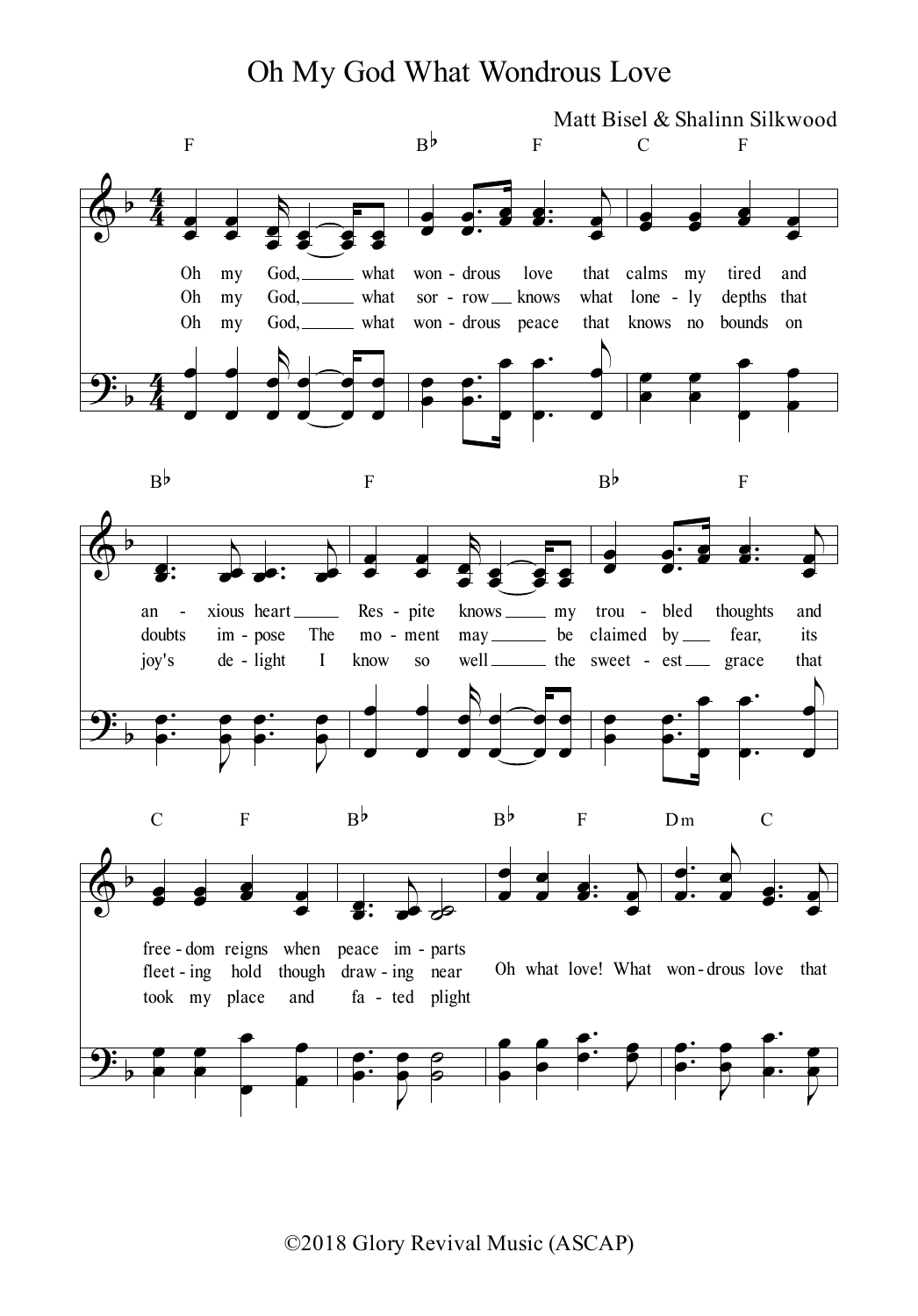# Oh My God What Wondrous Love

Matt Bisel & Shalinn Silkwood

1. Oh my God, what won - drous love that calms my tired and an - xious heart Res - pite knows my trou - bled thoughts and free - dom reigns when peace im - parts

2. Oh my God, what sor - row knows what lone - ly depths that doubts im - pose The mo - ment may be claimed by fear, its fleet - ing hold though draw - ing near

3. Oh my God, what won - drous peace that knows no bounds on joy's de - light I know so well the sweet - est grace that took my place and fa - ted plight

Oh what love! What won - drous love that

©2018 Glory Revival Music (ASCAP)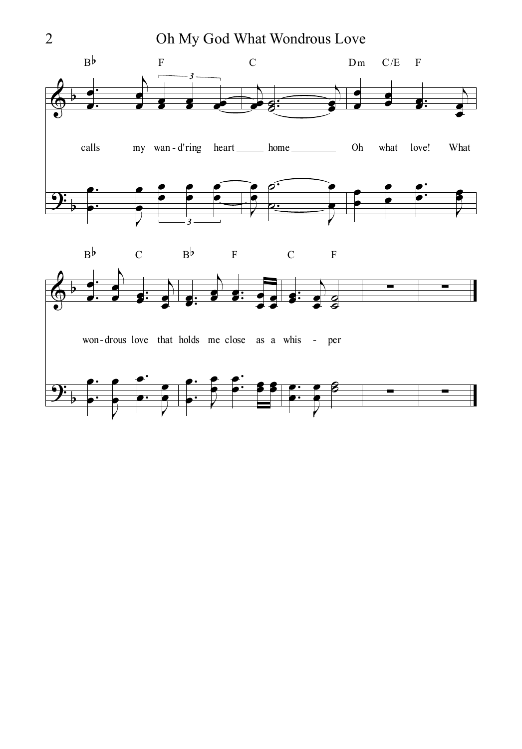B♭ F C Dm C/E F

calls my wan - d'ring heart home Oh what love! What

B♭ C B♭ F C F

won - drous love that holds me close as a whis - per